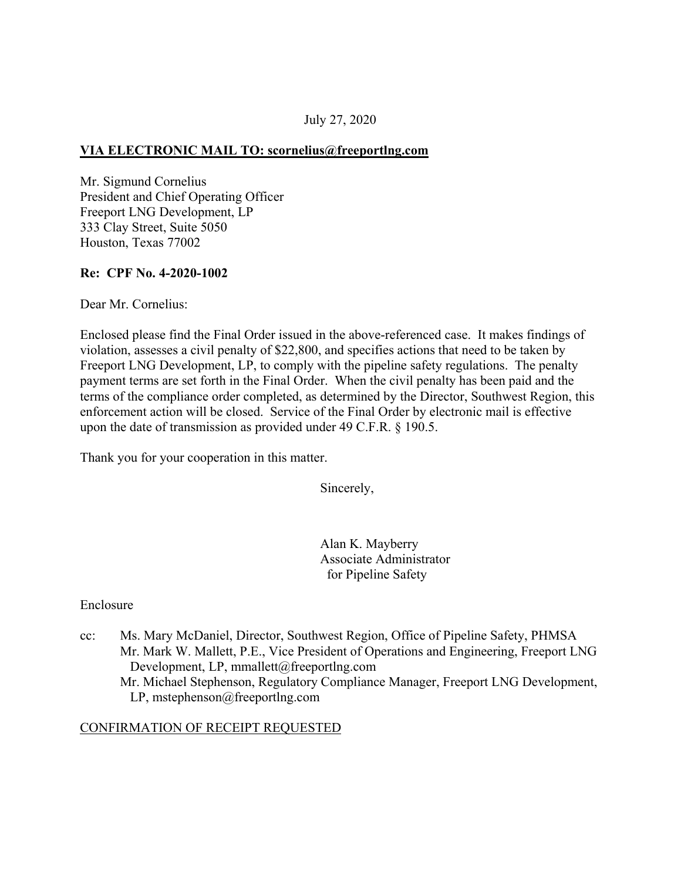July 27, 2020

**VIA ELECTRONIC MAIL TO: scornelius@freeportlng.com**

Mr. Sigmund Cornelius
President and Chief Operating Officer
Freeport LNG Development, LP
333 Clay Street, Suite 5050
Houston, Texas 77002

**Re: CPF No. 4-2020-1002**

Dear Mr. Cornelius:

Enclosed please find the Final Order issued in the above-referenced case. It makes findings of violation, assesses a civil penalty of $22,800, and specifies actions that need to be taken by Freeport LNG Development, LP, to comply with the pipeline safety regulations. The penalty payment terms are set forth in the Final Order. When the civil penalty has been paid and the terms of the compliance order completed, as determined by the Director, Southwest Region, this enforcement action will be closed. Service of the Final Order by electronic mail is effective upon the date of transmission as provided under 49 C.F.R. § 190.5.

Thank you for your cooperation in this matter.

Sincerely,

Alan K. Mayberry
Associate Administrator
for Pipeline Safety

Enclosure

cc: Ms. Mary McDaniel, Director, Southwest Region, Office of Pipeline Safety, PHMSA
Mr. Mark W. Mallett, P.E., Vice President of Operations and Engineering, Freeport LNG Development, LP, mmallett@freeportlng.com
Mr. Michael Stephenson, Regulatory Compliance Manager, Freeport LNG Development, LP, mstephenson@freeportlng.com

CONFIRMATION OF RECEIPT REQUESTED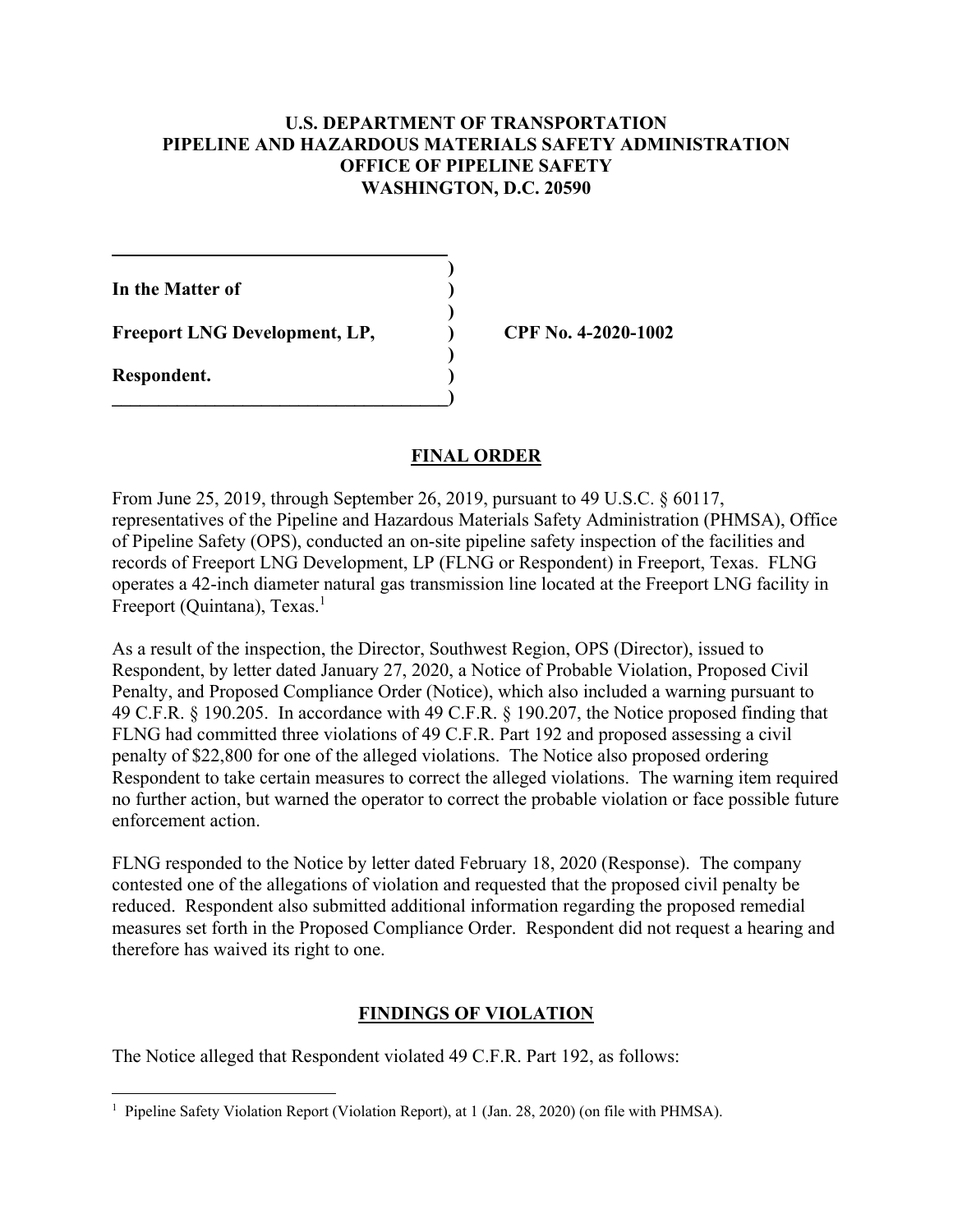**U.S. DEPARTMENT OF TRANSPORTATION**
**PIPELINE AND HAZARDOUS MATERIALS SAFETY ADMINISTRATION**
**OFFICE OF PIPELINE SAFETY**
**WASHINGTON, D.C. 20590**

| | | |
|---|---|---|
| **In the Matter of** | ) | |
| **Freeport LNG Development, LP,** | ) | **CPF No. 4-2020-1002** |
| **Respondent.** | ) | |

## FINAL ORDER

From June 25, 2019, through September 26, 2019, pursuant to 49 U.S.C. § 60117, representatives of the Pipeline and Hazardous Materials Safety Administration (PHMSA), Office of Pipeline Safety (OPS), conducted an on-site pipeline safety inspection of the facilities and records of Freeport LNG Development, LP (FLNG or Respondent) in Freeport, Texas. FLNG operates a 42-inch diameter natural gas transmission line located at the Freeport LNG facility in Freeport (Quintana), Texas.[1]

As a result of the inspection, the Director, Southwest Region, OPS (Director), issued to Respondent, by letter dated January 27, 2020, a Notice of Probable Violation, Proposed Civil Penalty, and Proposed Compliance Order (Notice), which also included a warning pursuant to 49 C.F.R. § 190.205. In accordance with 49 C.F.R. § 190.207, the Notice proposed finding that FLNG had committed three violations of 49 C.F.R. Part 192 and proposed assessing a civil penalty of $22,800 for one of the alleged violations. The Notice also proposed ordering Respondent to take certain measures to correct the alleged violations. The warning item required no further action, but warned the operator to correct the probable violation or face possible future enforcement action.

FLNG responded to the Notice by letter dated February 18, 2020 (Response). The company contested one of the allegations of violation and requested that the proposed civil penalty be reduced. Respondent also submitted additional information regarding the proposed remedial measures set forth in the Proposed Compliance Order. Respondent did not request a hearing and therefore has waived its right to one.

## FINDINGS OF VIOLATION

The Notice alleged that Respondent violated 49 C.F.R. Part 192, as follows:

[1] Pipeline Safety Violation Report (Violation Report), at 1 (Jan. 28, 2020) (on file with PHMSA).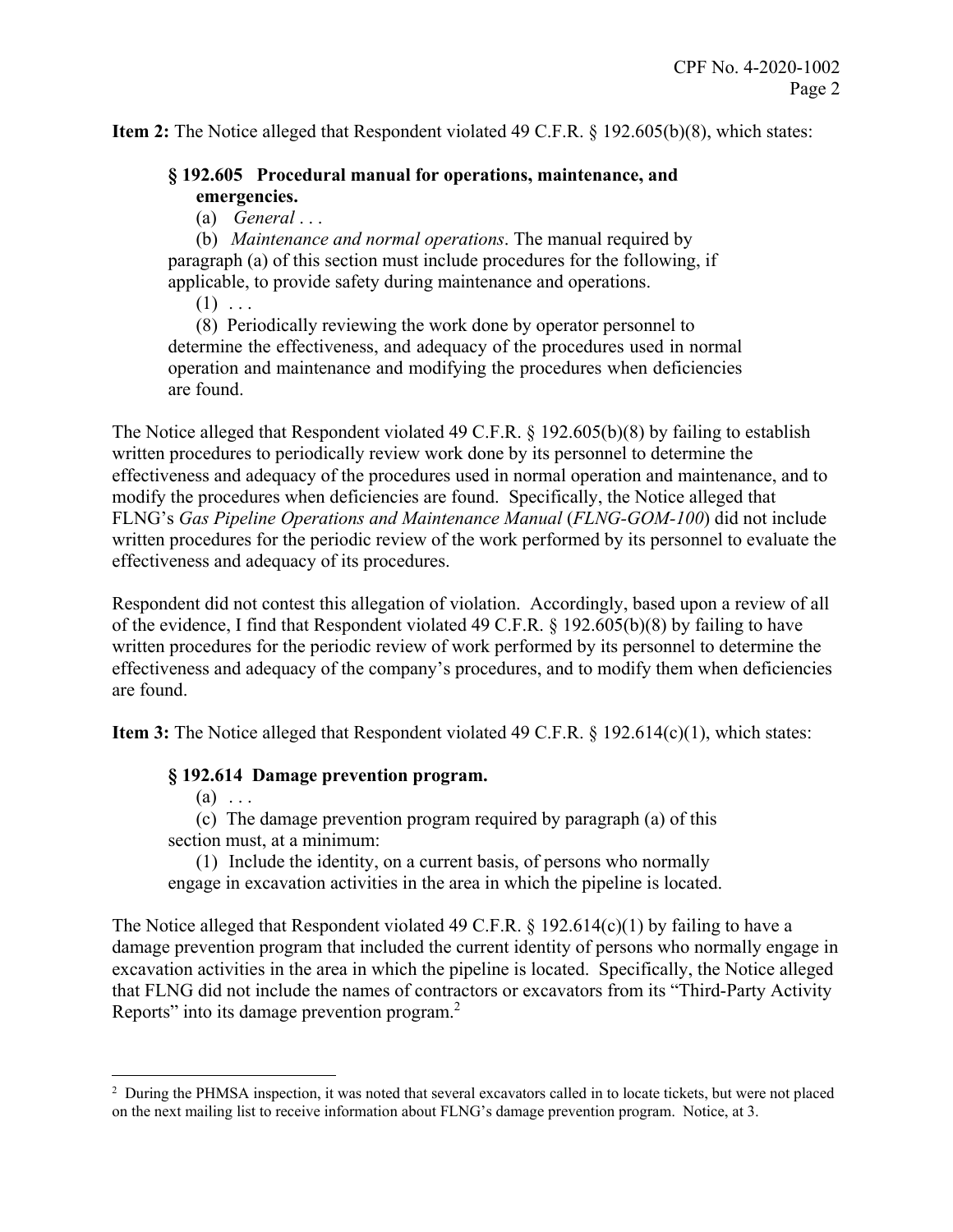**Item 2:** The Notice alleged that Respondent violated 49 C.F.R. § 192.605(b)(8), which states:

> **§ 192.605 Procedural manual for operations, maintenance, and emergencies.**
>
> (a) *General* . . .
>
> (b) *Maintenance and normal operations*. The manual required by paragraph (a) of this section must include procedures for the following, if applicable, to provide safety during maintenance and operations.
>
> (1) . . .
>
> (8) Periodically reviewing the work done by operator personnel to determine the effectiveness, and adequacy of the procedures used in normal operation and maintenance and modifying the procedures when deficiencies are found.

The Notice alleged that Respondent violated 49 C.F.R. § 192.605(b)(8) by failing to establish written procedures to periodically review work done by its personnel to determine the effectiveness and adequacy of the procedures used in normal operation and maintenance, and to modify the procedures when deficiencies are found. Specifically, the Notice alleged that FLNG's *Gas Pipeline Operations and Maintenance Manual* (*FLNG-GOM-100*) did not include written procedures for the periodic review of the work performed by its personnel to evaluate the effectiveness and adequacy of its procedures.

Respondent did not contest this allegation of violation. Accordingly, based upon a review of all of the evidence, I find that Respondent violated 49 C.F.R. § 192.605(b)(8) by failing to have written procedures for the periodic review of work performed by its personnel to determine the effectiveness and adequacy of the company's procedures, and to modify them when deficiencies are found.

**Item 3:** The Notice alleged that Respondent violated 49 C.F.R. § 192.614(c)(1), which states:

> **§ 192.614 Damage prevention program.**
>
> (a) . . .
>
> (c) The damage prevention program required by paragraph (a) of this section must, at a minimum:
>
> (1) Include the identity, on a current basis, of persons who normally engage in excavation activities in the area in which the pipeline is located.

The Notice alleged that Respondent violated 49 C.F.R. § 192.614(c)(1) by failing to have a damage prevention program that included the current identity of persons who normally engage in excavation activities in the area in which the pipeline is located. Specifically, the Notice alleged that FLNG did not include the names of contractors or excavators from its "Third-Party Activity Reports" into its damage prevention program.[2]

---

[2] During the PHMSA inspection, it was noted that several excavators called in to locate tickets, but were not placed on the next mailing list to receive information about FLNG's damage prevention program. Notice, at 3.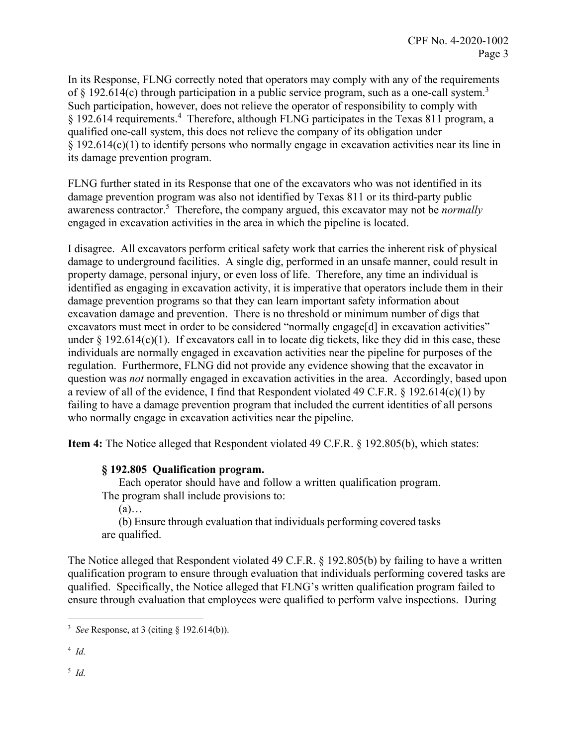In its Response, FLNG correctly noted that operators may comply with any of the requirements of § 192.614(c) through participation in a public service program, such as a one-call system.[3] Such participation, however, does not relieve the operator of responsibility to comply with § 192.614 requirements.[4] Therefore, although FLNG participates in the Texas 811 program, a qualified one-call system, this does not relieve the company of its obligation under § 192.614(c)(1) to identify persons who normally engage in excavation activities near its line in its damage prevention program.

FLNG further stated in its Response that one of the excavators who was not identified in its damage prevention program was also not identified by Texas 811 or its third-party public awareness contractor.[5] Therefore, the company argued, this excavator may not be *normally* engaged in excavation activities in the area in which the pipeline is located.

I disagree. All excavators perform critical safety work that carries the inherent risk of physical damage to underground facilities. A single dig, performed in an unsafe manner, could result in property damage, personal injury, or even loss of life. Therefore, any time an individual is identified as engaging in excavation activity, it is imperative that operators include them in their damage prevention programs so that they can learn important safety information about excavation damage and prevention. There is no threshold or minimum number of digs that excavators must meet in order to be considered "normally engage[d] in excavation activities" under § 192.614(c)(1). If excavators call in to locate dig tickets, like they did in this case, these individuals are normally engaged in excavation activities near the pipeline for purposes of the regulation. Furthermore, FLNG did not provide any evidence showing that the excavator in question was *not* normally engaged in excavation activities in the area. Accordingly, based upon a review of all of the evidence, I find that Respondent violated 49 C.F.R. § 192.614(c)(1) by failing to have a damage prevention program that included the current identities of all persons who normally engage in excavation activities near the pipeline.

**Item 4:** The Notice alleged that Respondent violated 49 C.F.R. § 192.805(b), which states:

> **§ 192.805 Qualification program.**
>
> Each operator should have and follow a written qualification program. The program shall include provisions to:
>
> (a)…
>
> (b) Ensure through evaluation that individuals performing covered tasks are qualified.

The Notice alleged that Respondent violated 49 C.F.R. § 192.805(b) by failing to have a written qualification program to ensure through evaluation that individuals performing covered tasks are qualified. Specifically, the Notice alleged that FLNG's written qualification program failed to ensure through evaluation that employees were qualified to perform valve inspections. During

---

[3] *See* Response, at 3 (citing § 192.614(b)).

[4] *Id.*

[5] *Id.*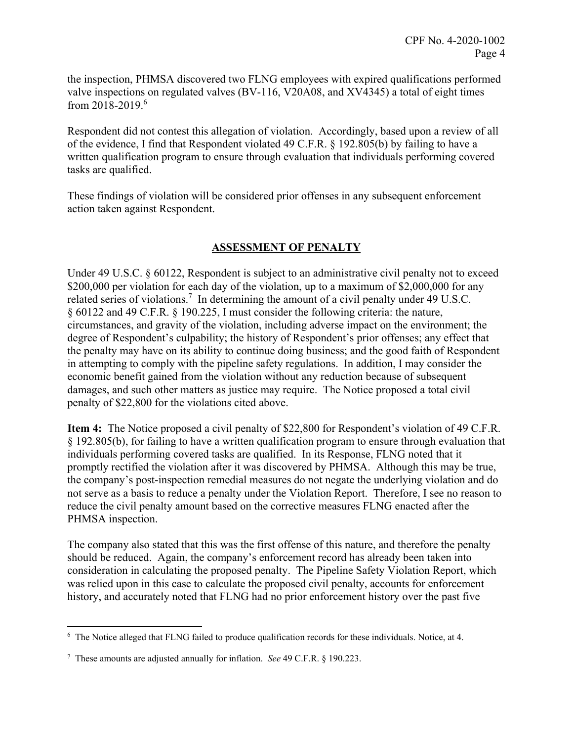the inspection, PHMSA discovered two FLNG employees with expired qualifications performed valve inspections on regulated valves (BV-116, V20A08, and XV4345) a total of eight times from 2018-2019.[6]

Respondent did not contest this allegation of violation. Accordingly, based upon a review of all of the evidence, I find that Respondent violated 49 C.F.R. § 192.805(b) by failing to have a written qualification program to ensure through evaluation that individuals performing covered tasks are qualified.

These findings of violation will be considered prior offenses in any subsequent enforcement action taken against Respondent.

## ASSESSMENT OF PENALTY

Under 49 U.S.C. § 60122, Respondent is subject to an administrative civil penalty not to exceed $200,000 per violation for each day of the violation, up to a maximum of $2,000,000 for any related series of violations.[7] In determining the amount of a civil penalty under 49 U.S.C. § 60122 and 49 C.F.R. § 190.225, I must consider the following criteria: the nature, circumstances, and gravity of the violation, including adverse impact on the environment; the degree of Respondent's culpability; the history of Respondent's prior offenses; any effect that the penalty may have on its ability to continue doing business; and the good faith of Respondent in attempting to comply with the pipeline safety regulations. In addition, I may consider the economic benefit gained from the violation without any reduction because of subsequent damages, and such other matters as justice may require. The Notice proposed a total civil penalty of $22,800 for the violations cited above.

**Item 4:** The Notice proposed a civil penalty of $22,800 for Respondent's violation of 49 C.F.R. § 192.805(b), for failing to have a written qualification program to ensure through evaluation that individuals performing covered tasks are qualified. In its Response, FLNG noted that it promptly rectified the violation after it was discovered by PHMSA. Although this may be true, the company's post-inspection remedial measures do not negate the underlying violation and do not serve as a basis to reduce a penalty under the Violation Report. Therefore, I see no reason to reduce the civil penalty amount based on the corrective measures FLNG enacted after the PHMSA inspection.

The company also stated that this was the first offense of this nature, and therefore the penalty should be reduced. Again, the company's enforcement record has already been taken into consideration in calculating the proposed penalty. The Pipeline Safety Violation Report, which was relied upon in this case to calculate the proposed civil penalty, accounts for enforcement history, and accurately noted that FLNG had no prior enforcement history over the past five

---

[6] The Notice alleged that FLNG failed to produce qualification records for these individuals. Notice, at 4.

[7] These amounts are adjusted annually for inflation. *See* 49 C.F.R. § 190.223.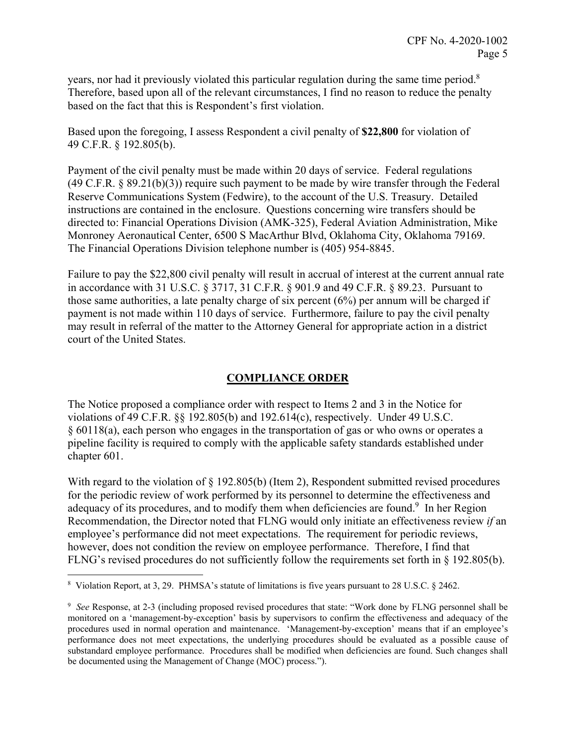years, nor had it previously violated this particular regulation during the same time period.[8] Therefore, based upon all of the relevant circumstances, I find no reason to reduce the penalty based on the fact that this is Respondent's first violation.

Based upon the foregoing, I assess Respondent a civil penalty of **$22,800** for violation of 49 C.F.R. § 192.805(b).

Payment of the civil penalty must be made within 20 days of service. Federal regulations (49 C.F.R. § 89.21(b)(3)) require such payment to be made by wire transfer through the Federal Reserve Communications System (Fedwire), to the account of the U.S. Treasury. Detailed instructions are contained in the enclosure. Questions concerning wire transfers should be directed to: Financial Operations Division (AMK-325), Federal Aviation Administration, Mike Monroney Aeronautical Center, 6500 S MacArthur Blvd, Oklahoma City, Oklahoma 79169. The Financial Operations Division telephone number is (405) 954-8845.

Failure to pay the $22,800 civil penalty will result in accrual of interest at the current annual rate in accordance with 31 U.S.C. § 3717, 31 C.F.R. § 901.9 and 49 C.F.R. § 89.23. Pursuant to those same authorities, a late penalty charge of six percent (6%) per annum will be charged if payment is not made within 110 days of service. Furthermore, failure to pay the civil penalty may result in referral of the matter to the Attorney General for appropriate action in a district court of the United States.

## COMPLIANCE ORDER

The Notice proposed a compliance order with respect to Items 2 and 3 in the Notice for violations of 49 C.F.R. §§ 192.805(b) and 192.614(c), respectively. Under 49 U.S.C. § 60118(a), each person who engages in the transportation of gas or who owns or operates a pipeline facility is required to comply with the applicable safety standards established under chapter 601.

With regard to the violation of § 192.805(b) (Item 2), Respondent submitted revised procedures for the periodic review of work performed by its personnel to determine the effectiveness and adequacy of its procedures, and to modify them when deficiencies are found.[9] In her Region Recommendation, the Director noted that FLNG would only initiate an effectiveness review *if* an employee's performance did not meet expectations. The requirement for periodic reviews, however, does not condition the review on employee performance. Therefore, I find that FLNG's revised procedures do not sufficiently follow the requirements set forth in § 192.805(b).

---

[8] Violation Report, at 3, 29. PHMSA's statute of limitations is five years pursuant to 28 U.S.C. § 2462.

[9] *See* Response, at 2-3 (including proposed revised procedures that state: "Work done by FLNG personnel shall be monitored on a 'management-by-exception' basis by supervisors to confirm the effectiveness and adequacy of the procedures used in normal operation and maintenance. 'Management-by-exception' means that if an employee's performance does not meet expectations, the underlying procedures should be evaluated as a possible cause of substandard employee performance. Procedures shall be modified when deficiencies are found. Such changes shall be documented using the Management of Change (MOC) process.").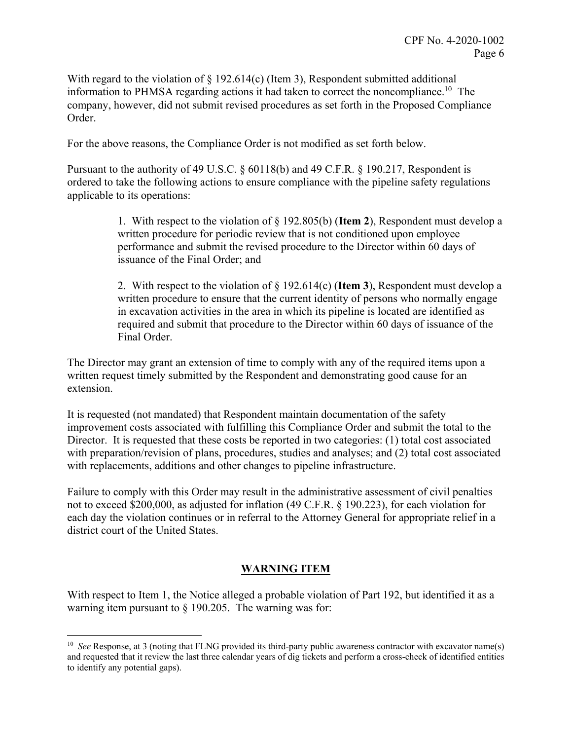With regard to the violation of § 192.614(c) (Item 3), Respondent submitted additional information to PHMSA regarding actions it had taken to correct the noncompliance.[10] The company, however, did not submit revised procedures as set forth in the Proposed Compliance Order.

For the above reasons, the Compliance Order is not modified as set forth below.

Pursuant to the authority of 49 U.S.C. § 60118(b) and 49 C.F.R. § 190.217, Respondent is ordered to take the following actions to ensure compliance with the pipeline safety regulations applicable to its operations:

> 1. With respect to the violation of § 192.805(b) (**Item 2**), Respondent must develop a written procedure for periodic review that is not conditioned upon employee performance and submit the revised procedure to the Director within 60 days of issuance of the Final Order; and
>
> 2. With respect to the violation of § 192.614(c) (**Item 3**), Respondent must develop a written procedure to ensure that the current identity of persons who normally engage in excavation activities in the area in which its pipeline is located are identified as required and submit that procedure to the Director within 60 days of issuance of the Final Order.

The Director may grant an extension of time to comply with any of the required items upon a written request timely submitted by the Respondent and demonstrating good cause for an extension.

It is requested (not mandated) that Respondent maintain documentation of the safety improvement costs associated with fulfilling this Compliance Order and submit the total to the Director. It is requested that these costs be reported in two categories: (1) total cost associated with preparation/revision of plans, procedures, studies and analyses; and (2) total cost associated with replacements, additions and other changes to pipeline infrastructure.

Failure to comply with this Order may result in the administrative assessment of civil penalties not to exceed $200,000, as adjusted for inflation (49 C.F.R. § 190.223), for each violation for each day the violation continues or in referral to the Attorney General for appropriate relief in a district court of the United States.

## WARNING ITEM

With respect to Item 1, the Notice alleged a probable violation of Part 192, but identified it as a warning item pursuant to § 190.205. The warning was for:

---

[10] *See* Response, at 3 (noting that FLNG provided its third-party public awareness contractor with excavator name(s) and requested that it review the last three calendar years of dig tickets and perform a cross-check of identified entities to identify any potential gaps).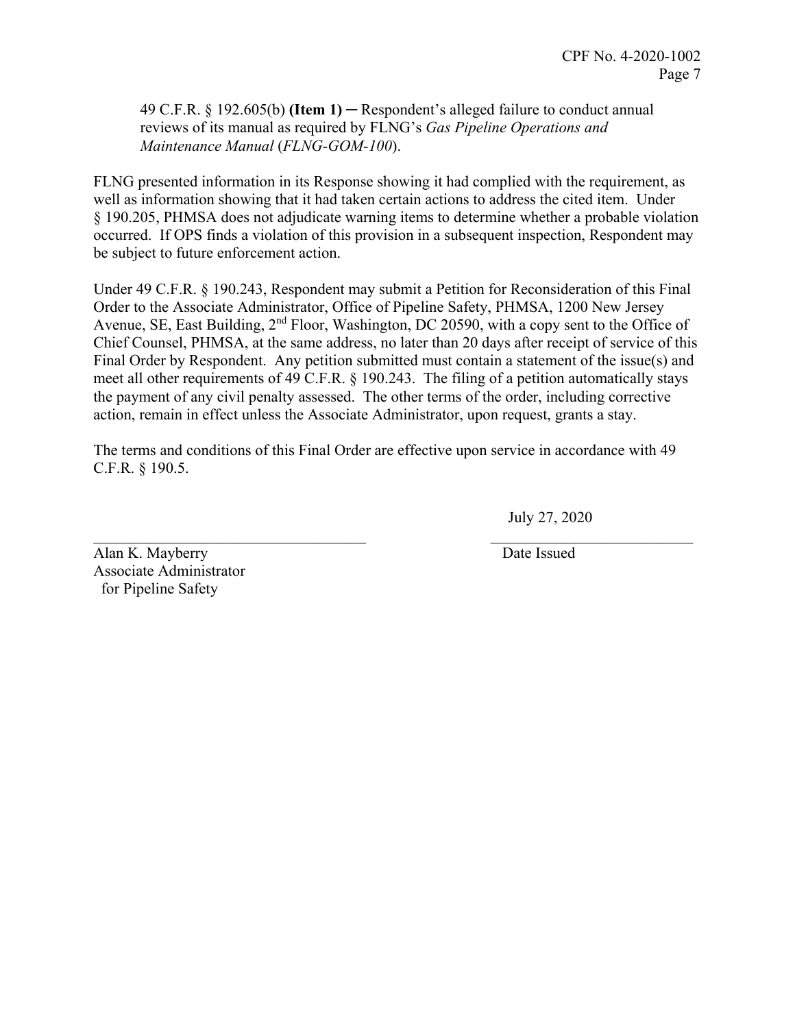49 C.F.R. § 192.605(b) **(Item 1)** ─ Respondent's alleged failure to conduct annual reviews of its manual as required by FLNG's *Gas Pipeline Operations and Maintenance Manual* (*FLNG-GOM-100*).

FLNG presented information in its Response showing it had complied with the requirement, as well as information showing that it had taken certain actions to address the cited item. Under § 190.205, PHMSA does not adjudicate warning items to determine whether a probable violation occurred. If OPS finds a violation of this provision in a subsequent inspection, Respondent may be subject to future enforcement action.

Under 49 C.F.R. § 190.243, Respondent may submit a Petition for Reconsideration of this Final Order to the Associate Administrator, Office of Pipeline Safety, PHMSA, 1200 New Jersey Avenue, SE, East Building, 2nd Floor, Washington, DC 20590, with a copy sent to the Office of Chief Counsel, PHMSA, at the same address, no later than 20 days after receipt of service of this Final Order by Respondent. Any petition submitted must contain a statement of the issue(s) and meet all other requirements of 49 C.F.R. § 190.243. The filing of a petition automatically stays the payment of any civil penalty assessed. The other terms of the order, including corrective action, remain in effect unless the Associate Administrator, upon request, grants a stay.

The terms and conditions of this Final Order are effective upon service in accordance with 49 C.F.R. § 190.5.

July 27, 2020

\_\_\_\_\_\_\_\_\_\_\_\_\_\_\_\_\_\_\_\_\_\_\_\_\_\_\_\_\_\_\_\_\_\_\_ \_\_\_\_\_\_\_\_\_\_\_\_\_\_\_\_\_\_\_\_\_\_\_\_\_\_

Alan K. Mayberry
Associate Administrator
for Pipeline Safety

Date Issued